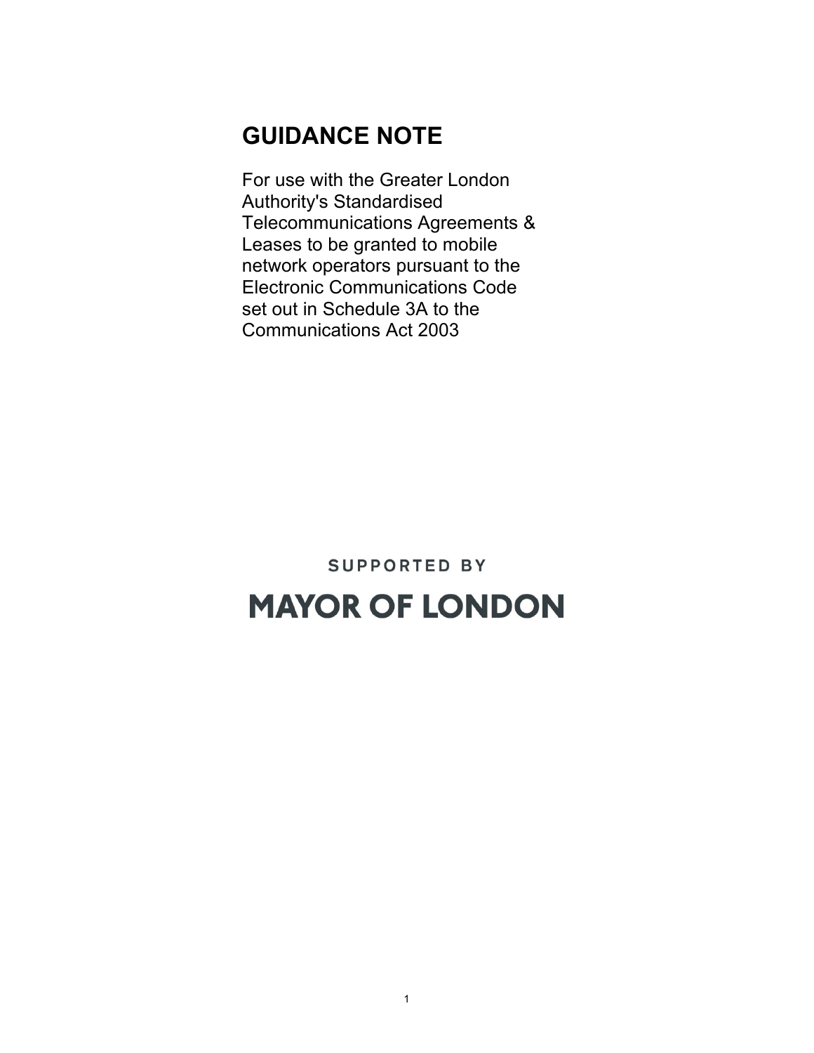# GUIDANCE NOTE

For use with the Greater London Authority's Standardised Telecommunications Agreements & Leases to be granted to mobile network operators pursuant to the Electronic Communications Code set out in Schedule 3A to the Communications Act 2003

SUPPORTED BY

MAYOR OF LONDON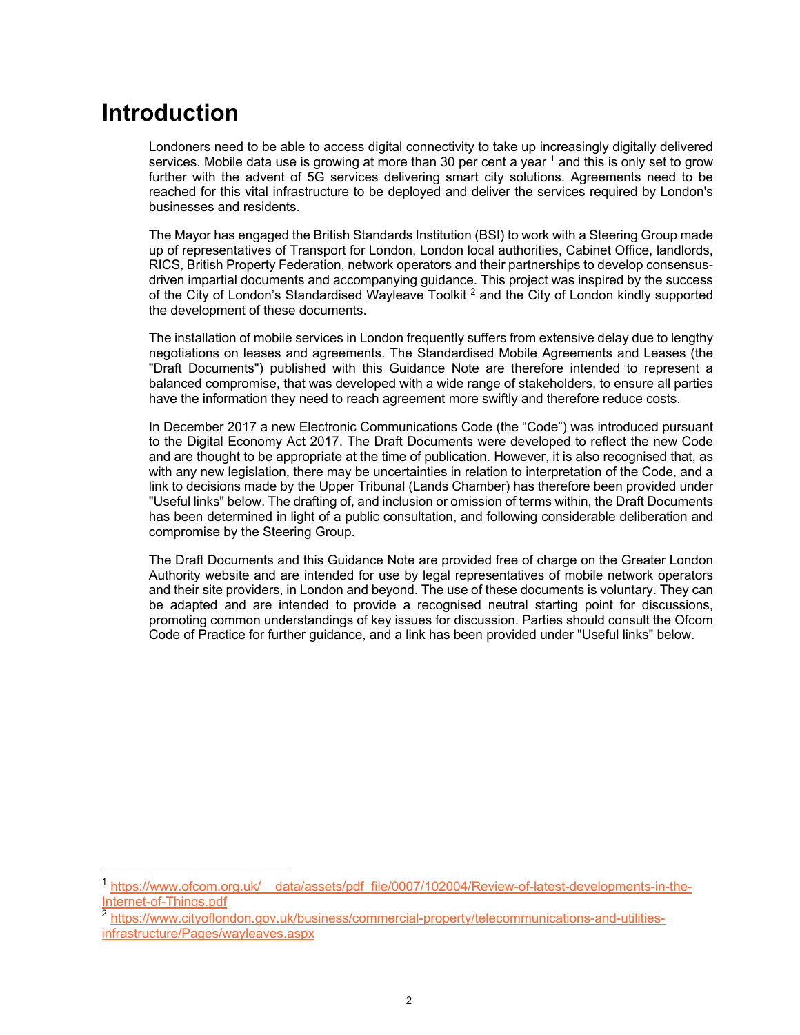# Introduction

Londoners need to be able to access digital connectivity to take up increasingly digitally delivered services. Mobile data use is growing at more than 30 per cent a year [1] and this is only set to grow further with the advent of 5G services delivering smart city solutions. Agreements need to be reached for this vital infrastructure to be deployed and deliver the services required by London's businesses and residents.

The Mayor has engaged the British Standards Institution (BSI) to work with a Steering Group made up of representatives of Transport for London, London local authorities, Cabinet Office, landlords, RICS, British Property Federation, network operators and their partnerships to develop consensus-driven impartial documents and accompanying guidance. This project was inspired by the success of the City of London's Standardised Wayleave Toolkit [2] and the City of London kindly supported the development of these documents.

The installation of mobile services in London frequently suffers from extensive delay due to lengthy negotiations on leases and agreements. The Standardised Mobile Agreements and Leases (the "Draft Documents") published with this Guidance Note are therefore intended to represent a balanced compromise, that was developed with a wide range of stakeholders, to ensure all parties have the information they need to reach agreement more swiftly and therefore reduce costs.

In December 2017 a new Electronic Communications Code (the "Code") was introduced pursuant to the Digital Economy Act 2017. The Draft Documents were developed to reflect the new Code and are thought to be appropriate at the time of publication. However, it is also recognised that, as with any new legislation, there may be uncertainties in relation to interpretation of the Code, and a link to decisions made by the Upper Tribunal (Lands Chamber) has therefore been provided under "Useful links" below. The drafting of, and inclusion or omission of terms within, the Draft Documents has been determined in light of a public consultation, and following considerable deliberation and compromise by the Steering Group.

The Draft Documents and this Guidance Note are provided free of charge on the Greater London Authority website and are intended for use by legal representatives of mobile network operators and their site providers, in London and beyond. The use of these documents is voluntary. They can be adapted and are intended to provide a recognised neutral starting point for discussions, promoting common understandings of key issues for discussion. Parties should consult the Ofcom Code of Practice for further guidance, and a link has been provided under "Useful links" below.

---

[1] https://www.ofcom.org.uk/__data/assets/pdf_file/0007/102004/Review-of-latest-developments-in-the-Internet-of-Things.pdf

[2] https://www.cityoflondon.gov.uk/business/commercial-property/telecommunications-and-utilities-infrastructure/Pages/wayleaves.aspx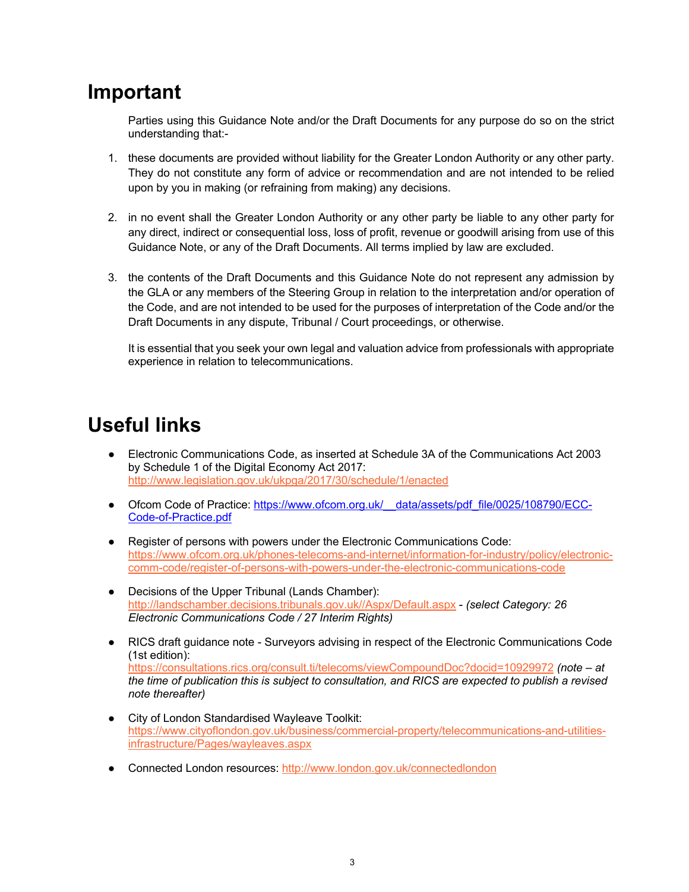## Important

Parties using this Guidance Note and/or the Draft Documents for any purpose do so on the strict understanding that:-

1. these documents are provided without liability for the Greater London Authority or any other party. They do not constitute any form of advice or recommendation and are not intended to be relied upon by you in making (or refraining from making) any decisions.

2. in no event shall the Greater London Authority or any other party be liable to any other party for any direct, indirect or consequential loss, loss of profit, revenue or goodwill arising from use of this Guidance Note, or any of the Draft Documents. All terms implied by law are excluded.

3. the contents of the Draft Documents and this Guidance Note do not represent any admission by the GLA or any members of the Steering Group in relation to the interpretation and/or operation of the Code, and are not intended to be used for the purposes of interpretation of the Code and/or the Draft Documents in any dispute, Tribunal / Court proceedings, or otherwise.

   It is essential that you seek your own legal and valuation advice from professionals with appropriate experience in relation to telecommunications.

## Useful links

- Electronic Communications Code, as inserted at Schedule 3A of the Communications Act 2003 by Schedule 1 of the Digital Economy Act 2017: http://www.legislation.gov.uk/ukpga/2017/30/schedule/1/enacted

- Ofcom Code of Practice: https://www.ofcom.org.uk/__data/assets/pdf_file/0025/108790/ECC-Code-of-Practice.pdf

- Register of persons with powers under the Electronic Communications Code: https://www.ofcom.org.uk/phones-telecoms-and-internet/information-for-industry/policy/electronic-comm-code/register-of-persons-with-powers-under-the-electronic-communications-code

- Decisions of the Upper Tribunal (Lands Chamber): http://landschamber.decisions.tribunals.gov.uk//Aspx/Default.aspx - *(select Category: 26 Electronic Communications Code / 27 Interim Rights)*

- RICS draft guidance note - Surveyors advising in respect of the Electronic Communications Code (1st edition): https://consultations.rics.org/consult.ti/telecoms/viewCompoundDoc?docid=10929972 *(note – at the time of publication this is subject to consultation, and RICS are expected to publish a revised note thereafter)*

- City of London Standardised Wayleave Toolkit: https://www.cityoflondon.gov.uk/business/commercial-property/telecommunications-and-utilities-infrastructure/Pages/wayleaves.aspx

- Connected London resources: http://www.london.gov.uk/connectedlondon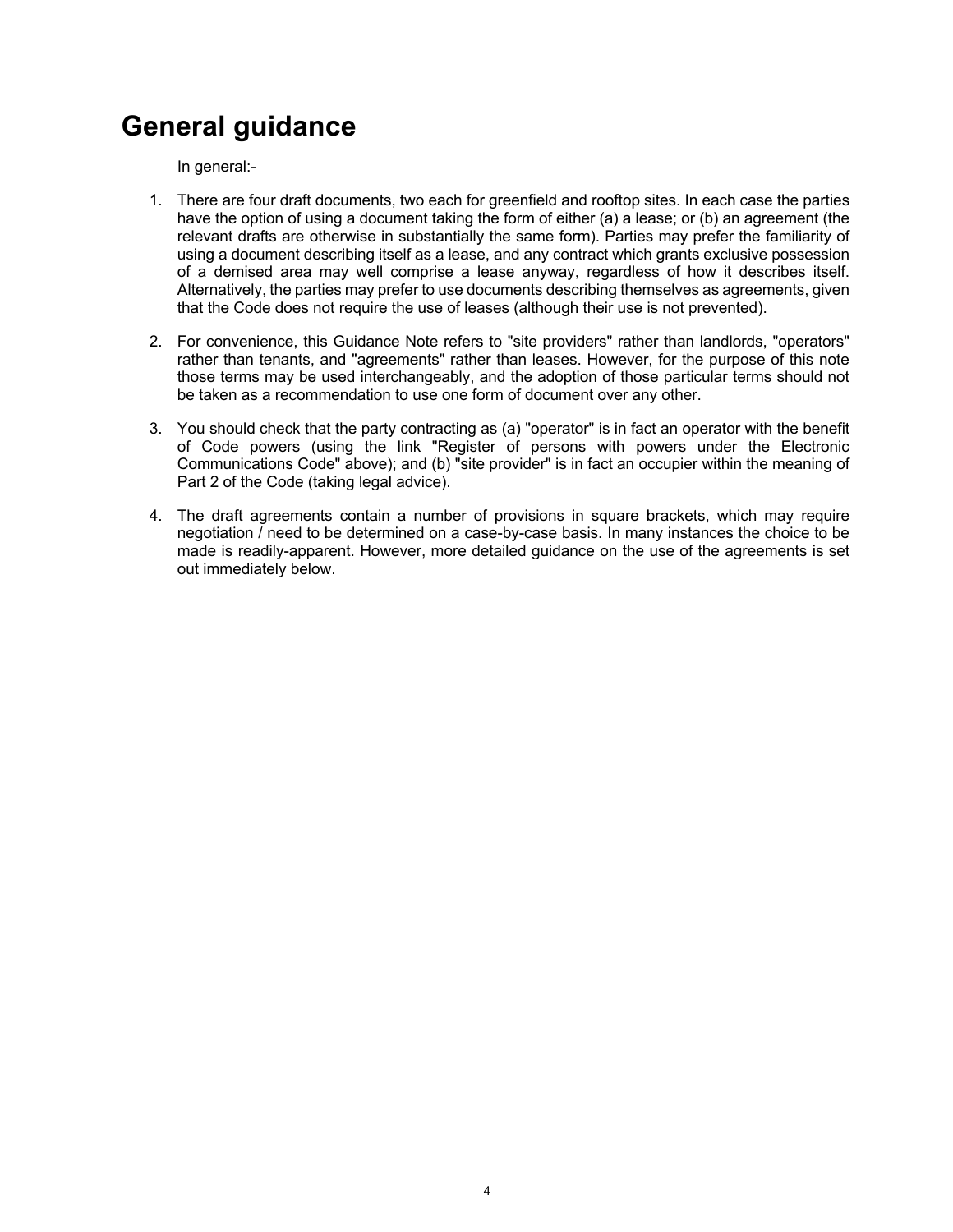# General guidance

In general:-

1. There are four draft documents, two each for greenfield and rooftop sites. In each case the parties have the option of using a document taking the form of either (a) a lease; or (b) an agreement (the relevant drafts are otherwise in substantially the same form). Parties may prefer the familiarity of using a document describing itself as a lease, and any contract which grants exclusive possession of a demised area may well comprise a lease anyway, regardless of how it describes itself. Alternatively, the parties may prefer to use documents describing themselves as agreements, given that the Code does not require the use of leases (although their use is not prevented).

2. For convenience, this Guidance Note refers to "site providers" rather than landlords, "operators" rather than tenants, and "agreements" rather than leases. However, for the purpose of this note those terms may be used interchangeably, and the adoption of those particular terms should not be taken as a recommendation to use one form of document over any other.

3. You should check that the party contracting as (a) "operator" is in fact an operator with the benefit of Code powers (using the link "Register of persons with powers under the Electronic Communications Code" above); and (b) "site provider" is in fact an occupier within the meaning of Part 2 of the Code (taking legal advice).

4. The draft agreements contain a number of provisions in square brackets, which may require negotiation / need to be determined on a case-by-case basis. In many instances the choice to be made is readily-apparent. However, more detailed guidance on the use of the agreements is set out immediately below.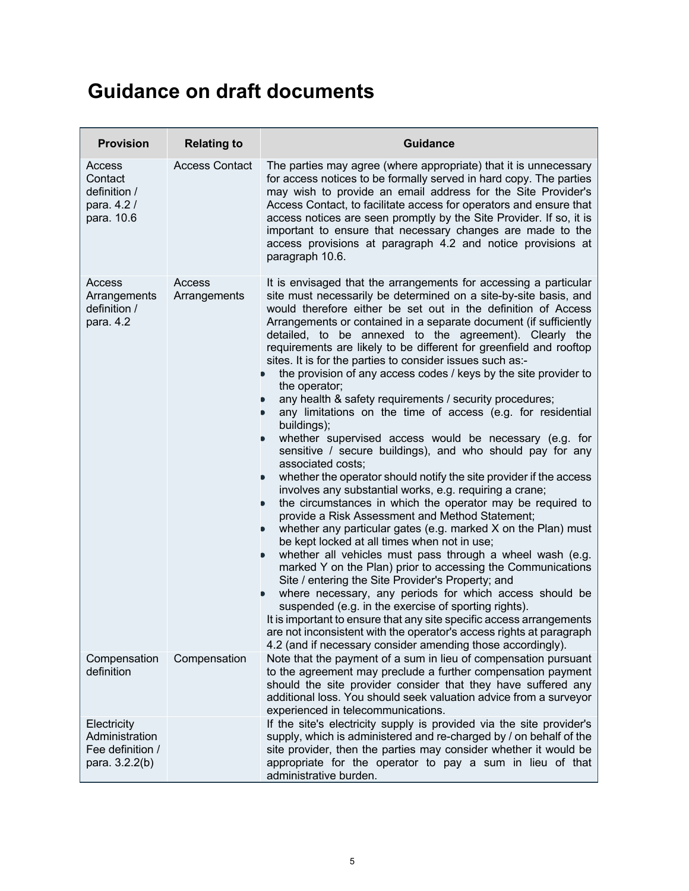# Guidance on draft documents

| Provision | Relating to | Guidance |
|---|---|---|
| Access Contact definition / para. 4.2 / para. 10.6 | Access Contact | The parties may agree (where appropriate) that it is unnecessary for access notices to be formally served in hard copy. The parties may wish to provide an email address for the Site Provider's Access Contact, to facilitate access for operators and ensure that access notices are seen promptly by the Site Provider. If so, it is important to ensure that necessary changes are made to the access provisions at paragraph 4.2 and notice provisions at paragraph 10.6. |
| Access Arrangements definition / para. 4.2 | Access Arrangements | It is envisaged that the arrangements for accessing a particular site must necessarily be determined on a site-by-site basis, and would therefore either be set out in the definition of Access Arrangements or contained in a separate document (if sufficiently detailed, to be annexed to the agreement). Clearly the requirements are likely to be different for greenfield and rooftop sites. It is for the parties to consider issues such as:-<br>• the provision of any access codes / keys by the site provider to the operator;<br>• any health & safety requirements / security procedures;<br>• any limitations on the time of access (e.g. for residential buildings);<br>• whether supervised access would be necessary (e.g. for sensitive / secure buildings), and who should pay for any associated costs;<br>• whether the operator should notify the site provider if the access involves any substantial works, e.g. requiring a crane;<br>• the circumstances in which the operator may be required to provide a Risk Assessment and Method Statement;<br>• whether any particular gates (e.g. marked X on the Plan) must be kept locked at all times when not in use;<br>• whether all vehicles must pass through a wheel wash (e.g. marked Y on the Plan) prior to accessing the Communications Site / entering the Site Provider's Property; and<br>• where necessary, any periods for which access should be suspended (e.g. in the exercise of sporting rights).<br>It is important to ensure that any site specific access arrangements are not inconsistent with the operator's access rights at paragraph 4.2 (and if necessary consider amending those accordingly). |
| Compensation definition | Compensation | Note that the payment of a sum in lieu of compensation pursuant to the agreement may preclude a further compensation payment should the site provider consider that they have suffered any additional loss. You should seek valuation advice from a surveyor experienced in telecommunications. |
| Electricity Administration Fee definition / para. 3.2.2(b) | | If the site's electricity supply is provided via the site provider's supply, which is administered and re-charged by / on behalf of the site provider, then the parties may consider whether it would be appropriate for the operator to pay a sum in lieu of that administrative burden. |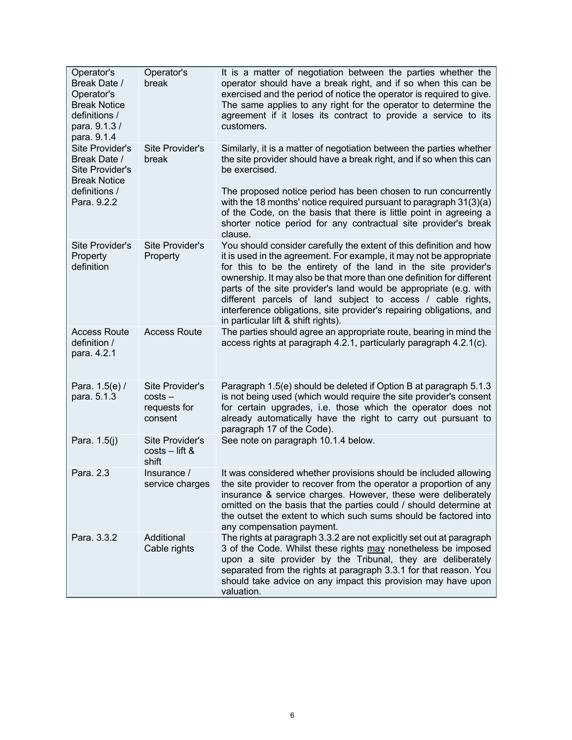| Operator's Break Date / Operator's Break Notice definitions / para. 9.1.3 / para. 9.1.4 | Operator's break | It is a matter of negotiation between the parties whether the operator should have a break right, and if so when this can be exercised and the period of notice the operator is required to give. The same applies to any right for the operator to determine the agreement if it loses its contract to provide a service to its customers. |
|---|---|---|
| Site Provider's Break Date / Site Provider's Break Notice definitions / Para. 9.2.2 | Site Provider's break | Similarly, it is a matter of negotiation between the parties whether the site provider should have a break right, and if so when this can be exercised.<br><br>The proposed notice period has been chosen to run concurrently with the 18 months' notice required pursuant to paragraph 31(3)(a) of the Code, on the basis that there is little point in agreeing a shorter notice period for any contractual site provider's break clause. |
| Site Provider's Property definition | Site Provider's Property | You should consider carefully the extent of this definition and how it is used in the agreement. For example, it may not be appropriate for this to be the entirety of the land in the site provider's ownership. It may also be that more than one definition for different parts of the site provider's land would be appropriate (e.g. with different parcels of land subject to access / cable rights, interference obligations, site provider's repairing obligations, and in particular lift & shift rights). |
| Access Route definition / para. 4.2.1 | Access Route | The parties should agree an appropriate route, bearing in mind the access rights at paragraph 4.2.1, particularly paragraph 4.2.1(c). |
| Para. 1.5(e) / para. 5.1.3 | Site Provider's costs – requests for consent | Paragraph 1.5(e) should be deleted if Option B at paragraph 5.1.3 is not being used (which would require the site provider's consent for certain upgrades, i.e. those which the operator does not already automatically have the right to carry out pursuant to paragraph 17 of the Code). |
| Para. 1.5(j) | Site Provider's costs – lift & shift | See note on paragraph 10.1.4 below. |
| Para. 2.3 | Insurance / service charges | It was considered whether provisions should be included allowing the site provider to recover from the operator a proportion of any insurance & service charges. However, these were deliberately omitted on the basis that the parties could / should determine at the outset the extent to which such sums should be factored into any compensation payment. |
| Para. 3.3.2 | Additional Cable rights | The rights at paragraph 3.3.2 are not explicitly set out at paragraph 3 of the Code. Whilst these rights <u>may</u> nonetheless be imposed upon a site provider by the Tribunal, they are deliberately separated from the rights at paragraph 3.3.1 for that reason. You should take advice on any impact this provision may have upon valuation. |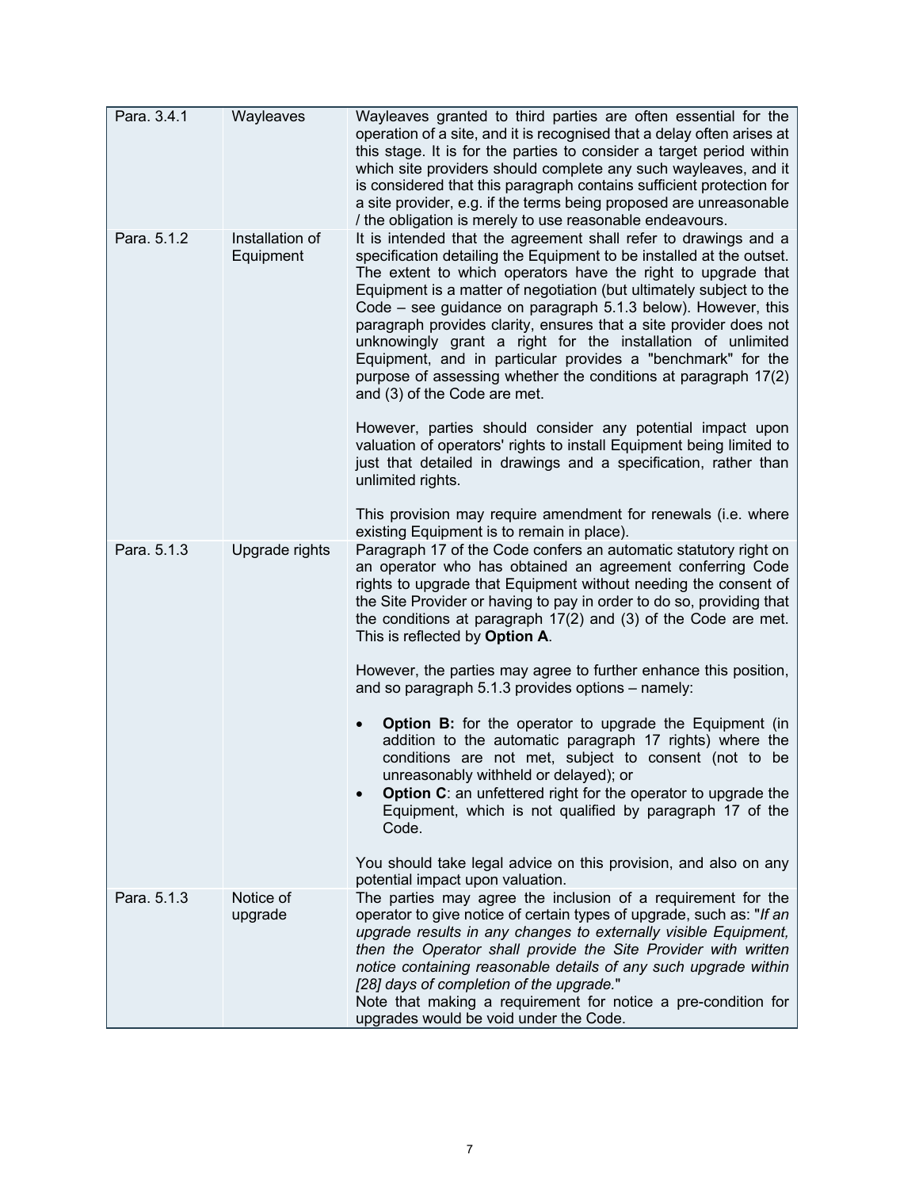| Para. 3.4.1 | Wayleaves | Wayleaves granted to third parties are often essential for the operation of a site, and it is recognised that a delay often arises at this stage. It is for the parties to consider a target period within which site providers should complete any such wayleaves, and it is considered that this paragraph contains sufficient protection for a site provider, e.g. if the terms being proposed are unreasonable / the obligation is merely to use reasonable endeavours. |
|---|---|---|
| Para. 5.1.2 | Installation of Equipment | It is intended that the agreement shall refer to drawings and a specification detailing the Equipment to be installed at the outset. The extent to which operators have the right to upgrade that Equipment is a matter of negotiation (but ultimately subject to the Code – see guidance on paragraph 5.1.3 below). However, this paragraph provides clarity, ensures that a site provider does not unknowingly grant a right for the installation of unlimited Equipment, and in particular provides a "benchmark" for the purpose of assessing whether the conditions at paragraph 17(2) and (3) of the Code are met.<br><br>However, parties should consider any potential impact upon valuation of operators' rights to install Equipment being limited to just that detailed in drawings and a specification, rather than unlimited rights.<br><br>This provision may require amendment for renewals (i.e. where existing Equipment is to remain in place). |
| Para. 5.1.3 | Upgrade rights | Paragraph 17 of the Code confers an automatic statutory right on an operator who has obtained an agreement conferring Code rights to upgrade that Equipment without needing the consent of the Site Provider or having to pay in order to do so, providing that the conditions at paragraph 17(2) and (3) of the Code are met. This is reflected by **Option A**.<br><br>However, the parties may agree to further enhance this position, and so paragraph 5.1.3 provides options – namely:<br><br>• **Option B:** for the operator to upgrade the Equipment (in addition to the automatic paragraph 17 rights) where the conditions are not met, subject to consent (not to be unreasonably withheld or delayed); or<br>• **Option C**: an unfettered right for the operator to upgrade the Equipment, which is not qualified by paragraph 17 of the Code.<br><br>You should take legal advice on this provision, and also on any potential impact upon valuation. |
| Para. 5.1.3 | Notice of upgrade | The parties may agree the inclusion of a requirement for the operator to give notice of certain types of upgrade, such as: "*If an upgrade results in any changes to externally visible Equipment, then the Operator shall provide the Site Provider with written notice containing reasonable details of any such upgrade within [28] days of completion of the upgrade.*"<br>Note that making a requirement for notice a pre-condition for upgrades would be void under the Code. |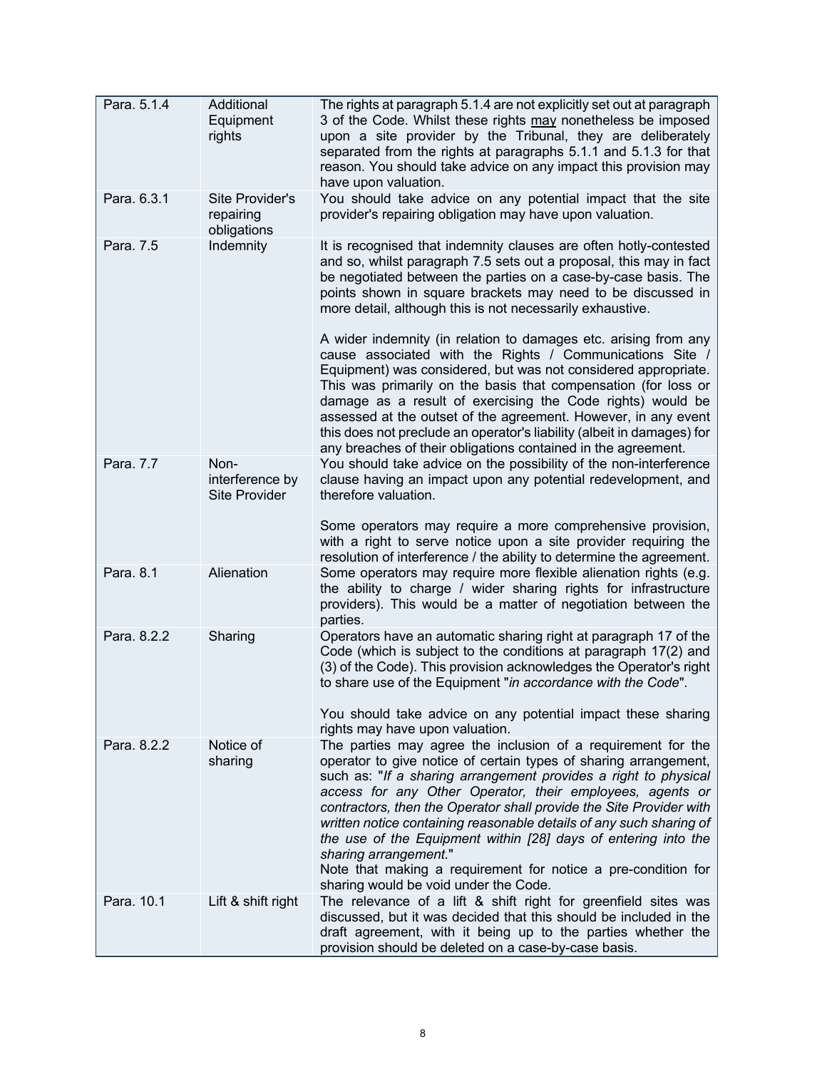| | | |
|---|---|---|
| Para. 5.1.4 | Additional Equipment rights | The rights at paragraph 5.1.4 are not explicitly set out at paragraph 3 of the Code. Whilst these rights <u>may</u> nonetheless be imposed upon a site provider by the Tribunal, they are deliberately separated from the rights at paragraphs 5.1.1 and 5.1.3 for that reason. You should take advice on any impact this provision may have upon valuation. |
| Para. 6.3.1 | Site Provider's repairing obligations | You should take advice on any potential impact that the site provider's repairing obligation may have upon valuation. |
| Para. 7.5 | Indemnity | It is recognised that indemnity clauses are often hotly-contested and so, whilst paragraph 7.5 sets out a proposal, this may in fact be negotiated between the parties on a case-by-case basis. The points shown in square brackets may need to be discussed in more detail, although this is not necessarily exhaustive.<br><br>A wider indemnity (in relation to damages etc. arising from any cause associated with the Rights / Communications Site / Equipment) was considered, but was not considered appropriate. This was primarily on the basis that compensation (for loss or damage as a result of exercising the Code rights) would be assessed at the outset of the agreement. However, in any event this does not preclude an operator's liability (albeit in damages) for any breaches of their obligations contained in the agreement. |
| Para. 7.7 | Non-interference by Site Provider | You should take advice on the possibility of the non-interference clause having an impact upon any potential redevelopment, and therefore valuation.<br><br>Some operators may require a more comprehensive provision, with a right to serve notice upon a site provider requiring the resolution of interference / the ability to determine the agreement. |
| Para. 8.1 | Alienation | Some operators may require more flexible alienation rights (e.g. the ability to charge / wider sharing rights for infrastructure providers). This would be a matter of negotiation between the parties. |
| Para. 8.2.2 | Sharing | Operators have an automatic sharing right at paragraph 17 of the Code (which is subject to the conditions at paragraph 17(2) and (3) of the Code). This provision acknowledges the Operator's right to share use of the Equipment "*in accordance with the Code*".<br><br>You should take advice on any potential impact these sharing rights may have upon valuation. |
| Para. 8.2.2 | Notice of sharing | The parties may agree the inclusion of a requirement for the operator to give notice of certain types of sharing arrangement, such as: "*If a sharing arrangement provides a right to physical access for any Other Operator, their employees, agents or contractors, then the Operator shall provide the Site Provider with written notice containing reasonable details of any such sharing of the use of the Equipment within [28] days of entering into the sharing arrangement.*"<br>Note that making a requirement for notice a pre-condition for sharing would be void under the Code. |
| Para. 10.1 | Lift & shift right | The relevance of a lift & shift right for greenfield sites was discussed, but it was decided that this should be included in the draft agreement, with it being up to the parties whether the provision should be deleted on a case-by-case basis. |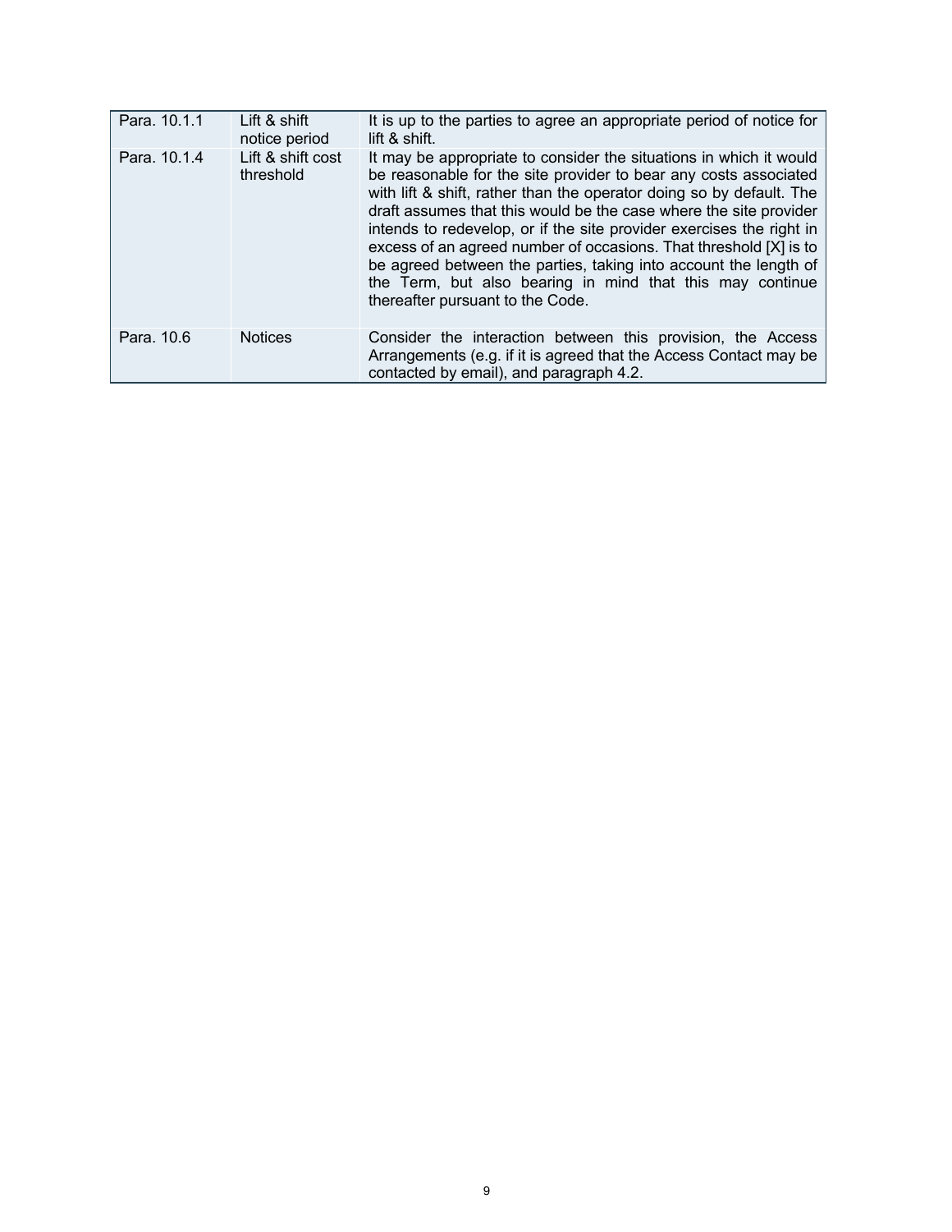| | | |
|---|---|---|
| Para. 10.1.1 | Lift & shift notice period | It is up to the parties to agree an appropriate period of notice for lift & shift. |
| Para. 10.1.4 | Lift & shift cost threshold | It may be appropriate to consider the situations in which it would be reasonable for the site provider to bear any costs associated with lift & shift, rather than the operator doing so by default. The draft assumes that this would be the case where the site provider intends to redevelop, or if the site provider exercises the right in excess of an agreed number of occasions. That threshold [X] is to be agreed between the parties, taking into account the length of the Term, but also bearing in mind that this may continue thereafter pursuant to the Code. |
| Para. 10.6 | Notices | Consider the interaction between this provision, the Access Arrangements (e.g. if it is agreed that the Access Contact may be contacted by email), and paragraph 4.2. |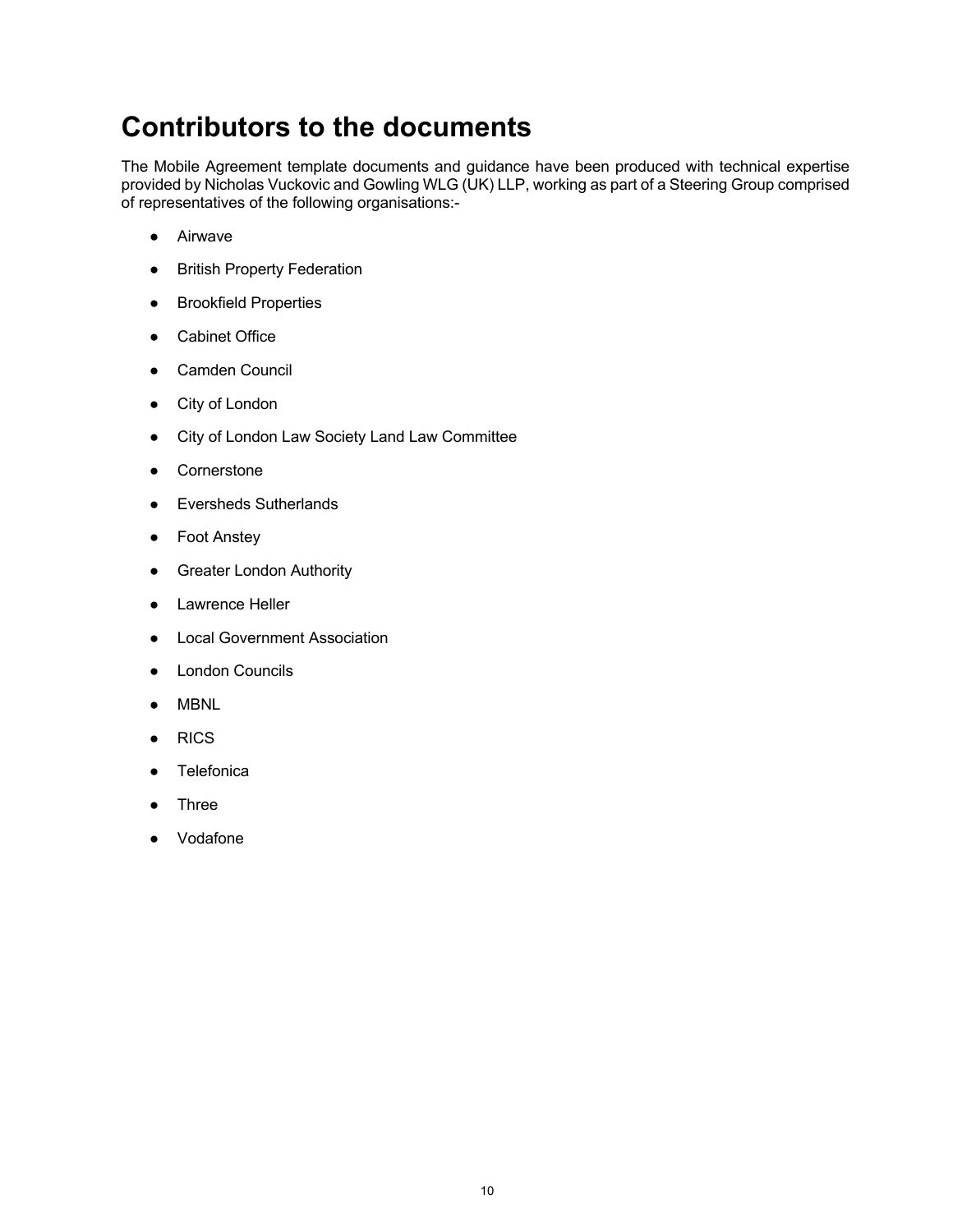# Contributors to the documents

The Mobile Agreement template documents and guidance have been produced with technical expertise provided by Nicholas Vuckovic and Gowling WLG (UK) LLP, working as part of a Steering Group comprised of representatives of the following organisations:-

- Airwave
- British Property Federation
- Brookfield Properties
- Cabinet Office
- Camden Council
- City of London
- City of London Law Society Land Law Committee
- Cornerstone
- Eversheds Sutherlands
- Foot Anstey
- Greater London Authority
- Lawrence Heller
- Local Government Association
- London Councils
- MBNL
- RICS
- Telefonica
- Three
- Vodafone